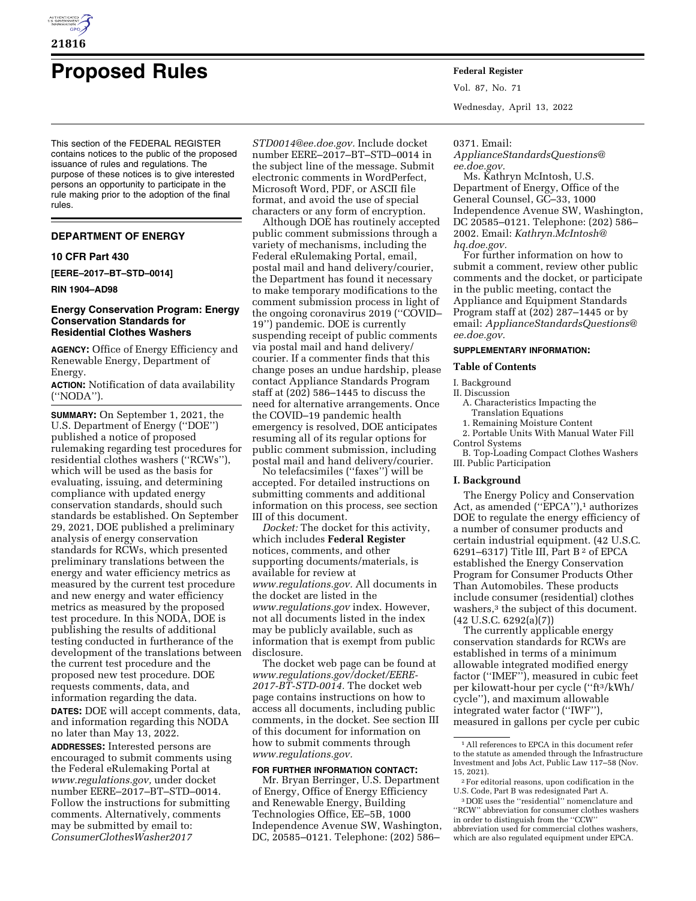# Proposed Rules

This section of the FEDERAL REGISTER contains notices to the public of the proposed issuance of rules and regulations. The purpose of these notices is to give interested persons an opportunity to participate in the rule making prior to the adoption of the final rules.

## DEPARTMENT OF ENERGY

### 10 CFR Part 430

**[EERE–2017–BT–STD–0014]**

**RIN 1904–AD98**

### Energy Conservation Program: Energy Conservation Standards for Residential Clothes Washers

**AGENCY:** Office of Energy Efficiency and Renewable Energy, Department of Energy.

**ACTION:** Notification of data availability (''NODA'').

**SUMMARY:** On September 1, 2021, the U.S. Department of Energy (''DOE'') published a notice of proposed rulemaking regarding test procedures for residential clothes washers (''RCWs''), which will be used as the basis for evaluating, issuing, and determining compliance with updated energy conservation standards, should such standards be established. On September 29, 2021, DOE published a preliminary analysis of energy conservation standards for RCWs, which presented preliminary translations between the energy and water efficiency metrics as measured by the current test procedure and new energy and water efficiency metrics as measured by the proposed test procedure. In this NODA, DOE is publishing the results of additional testing conducted in furtherance of the development of the translations between the current test procedure and the proposed new test procedure. DOE requests comments, data, and information regarding the data.

**DATES:** DOE will accept comments, data, and information regarding this NODA no later than May 13, 2022.

**ADDRESSES:** Interested persons are encouraged to submit comments using the Federal eRulemaking Portal at *www.regulations.gov,* under docket number EERE–2017–BT–STD–0014. Follow the instructions for submitting comments. Alternatively, comments may be submitted by email to: *ConsumerClothesWasher2017STD0014@ee.doe.gov.* Include docket number EERE–2017–BT–STD–0014 in the subject line of the message. Submit electronic comments in WordPerfect, Microsoft Word, PDF, or ASCII file format, and avoid the use of special characters or any form of encryption.

Although DOE has routinely accepted public comment submissions through a variety of mechanisms, including the Federal eRulemaking Portal, email, postal mail and hand delivery/courier, the Department has found it necessary to make temporary modifications to the comment submission process in light of the ongoing coronavirus 2019 (''COVID–19'') pandemic. DOE is currently suspending receipt of public comments via postal mail and hand delivery/courier. If a commenter finds that this change poses an undue hardship, please contact Appliance Standards Program staff at (202) 586–1445 to discuss the need for alternative arrangements. Once the COVID–19 pandemic health emergency is resolved, DOE anticipates resuming all of its regular options for public comment submission, including postal mail and hand delivery/courier.

No telefacsimiles (''faxes'') will be accepted. For detailed instructions on submitting comments and additional information on this process, see section III of this document.

*Docket:* The docket for this activity, which includes **Federal Register** notices, comments, and other supporting documents/materials, is available for review at *www.regulations.gov.* All documents in the docket are listed in the *www.regulations.gov* index. However, not all documents listed in the index may be publicly available, such as information that is exempt from public disclosure.

The docket web page can be found at *www.regulations.gov/docket/EERE-2017-BT-STD-0014.* The docket web page contains instructions on how to access all documents, including public comments, in the docket. See section III of this document for information on how to submit comments through *www.regulations.gov.*

**FOR FURTHER INFORMATION CONTACT:**

Mr. Bryan Berringer, U.S. Department of Energy, Office of Energy Efficiency and Renewable Energy, Building Technologies Office, EE–5B, 1000 Independence Avenue SW, Washington, DC, 20585–0121. Telephone: (202) 586–0371. Email: *ApplianceStandardsQuestions@ee.doe.gov.*

Ms. Kathryn McIntosh, U.S. Department of Energy, Office of the General Counsel, GC–33, 1000 Independence Avenue SW, Washington, DC 20585–0121. Telephone: (202) 586–2002. Email: *Kathryn.McIntosh@hq.doe.gov.*

For further information on how to submit a comment, review other public comments and the docket, or participate in the public meeting, contact the Appliance and Equipment Standards Program staff at (202) 287–1445 or by email: *ApplianceStandardsQuestions@ee.doe.gov.*

**SUPPLEMENTARY INFORMATION:**

**Table of Contents**

- I. Background
- II. Discussion
  - A. Characteristics Impacting the Translation Equations
    - 1. Remaining Moisture Content
    - 2. Portable Units With Manual Water Fill Control Systems
  - B. Top-Loading Compact Clothes Washers
- III. Public Participation

**I. Background**

The Energy Policy and Conservation Act, as amended (''EPCA''),[1] authorizes DOE to regulate the energy efficiency of a number of consumer products and certain industrial equipment. (42 U.S.C. 6291–6317) Title III, Part B [2] of EPCA established the Energy Conservation Program for Consumer Products Other Than Automobiles. These products include consumer (residential) clothes washers,[3] the subject of this document. (42 U.S.C. 6292(a)(7))

The currently applicable energy conservation standards for RCWs are established in terms of a minimum allowable integrated modified energy factor (''IMEF''), measured in cubic feet per kilowatt-hour per cycle (''ft$^3$/kWh/cycle''), and maximum allowable integrated water factor (''IWF''), measured in gallons per cycle per cubic

---

[1] All references to EPCA in this document refer to the statute as amended through the Infrastructure Investment and Jobs Act, Public Law 117–58 (Nov. 15, 2021).

[2] For editorial reasons, upon codification in the U.S. Code, Part B was redesignated Part A.

[3] DOE uses the ''residential'' nomenclature and ''RCW'' abbreviation for consumer clothes washers in order to distinguish from the ''CCW'' abbreviation used for commercial clothes washers, which are also regulated equipment under EPCA.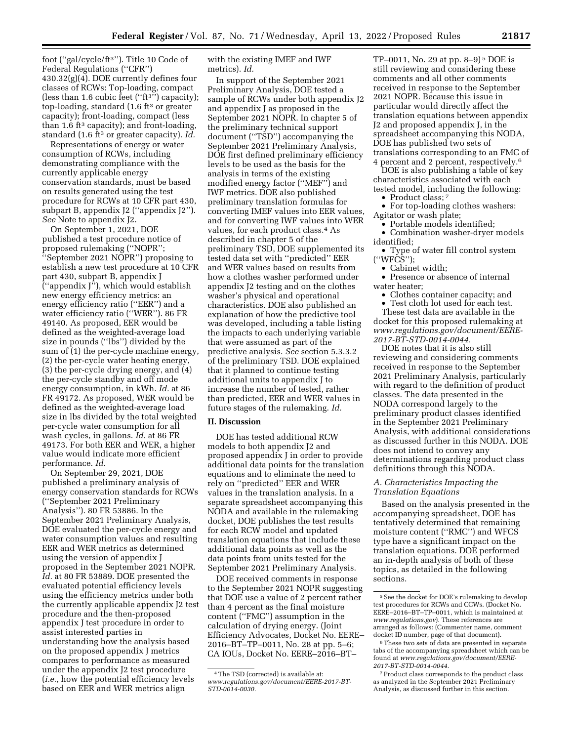foot (''gal/cycle/ft³''). Title 10 Code of Federal Regulations (''CFR'') 430.32(g)(4). DOE currently defines four classes of RCWs: Top-loading, compact (less than 1.6 cubic feet (''ft³'') capacity); top-loading, standard (1.6 ft³ or greater capacity); front-loading, compact (less than 1.6 ft³ capacity); and front-loading, standard (1.6 ft³ or greater capacity). *Id.*

Representations of energy or water consumption of RCWs, including demonstrating compliance with the currently applicable energy conservation standards, must be based on results generated using the test procedure for RCWs at 10 CFR part 430, subpart B, appendix J2 (''appendix J2''). *See* Note to appendix J2.

On September 1, 2021, DOE published a test procedure notice of proposed rulemaking (''NOPR''; ''September 2021 NOPR'') proposing to establish a new test procedure at 10 CFR part 430, subpart B, appendix J (''appendix J''), which would establish new energy efficiency metrics: an energy efficiency ratio (''EER'') and a water efficiency ratio (''WER''). 86 FR 49140. As proposed, EER would be defined as the weighted-average load size in pounds (''lbs'') divided by the sum of (1) the per-cycle machine energy, (2) the per-cycle water heating energy, (3) the per-cycle drying energy, and (4) the per-cycle standby and off mode energy consumption, in kWh. *Id.* at 86 FR 49172. As proposed, WER would be defined as the weighted-average load size in lbs divided by the total weighted per-cycle water consumption for all wash cycles, in gallons. *Id.* at 86 FR 49173. For both EER and WER, a higher value would indicate more efficient performance. *Id.*

On September 29, 2021, DOE published a preliminary analysis of energy conservation standards for RCWs (''September 2021 Preliminary Analysis''). 80 FR 53886. In the September 2021 Preliminary Analysis, DOE evaluated the per-cycle energy and water consumption values and resulting EER and WER metrics as determined using the version of appendix J proposed in the September 2021 NOPR. *Id.* at 80 FR 53889. DOE presented the evaluated potential efficiency levels using the efficiency metrics under both the currently applicable appendix J2 test procedure and the then-proposed appendix J test procedure in order to assist interested parties in understanding how the analysis based on the proposed appendix J metrics compares to performance as measured under the appendix J2 test procedure (*i.e.,* how the potential efficiency levels based on EER and WER metrics align with the existing IMEF and IWF metrics). *Id.*

In support of the September 2021 Preliminary Analysis, DOE tested a sample of RCWs under both appendix J2 and appendix J as proposed in the September 2021 NOPR. In chapter 5 of the preliminary technical support document (''TSD'') accompanying the September 2021 Preliminary Analysis, DOE first defined preliminary efficiency levels to be used as the basis for the analysis in terms of the existing modified energy factor (''MEF'') and IWF metrics. DOE also published preliminary translation formulas for converting IMEF values into EER values, and for converting IWF values into WER values, for each product class.[4] As described in chapter 5 of the preliminary TSD, DOE supplemented its tested data set with ''predicted'' EER and WER values based on results from how a clothes washer performed under appendix J2 testing and on the clothes washer's physical and operational characteristics. DOE also published an explanation of how the predictive tool was developed, including a table listing the impacts to each underlying variable that were assumed as part of the predictive analysis. *See* section 5.3.3.2 of the preliminary TSD. DOE explained that it planned to continue testing additional units to appendix J to increase the number of tested, rather than predicted, EER and WER values in future stages of the rulemaking. *Id.*

## II. Discussion

DOE has tested additional RCW models to both appendix J2 and proposed appendix J in order to provide additional data points for the translation equations and to eliminate the need to rely on ''predicted'' EER and WER values in the translation analysis. In a separate spreadsheet accompanying this NODA and available in the rulemaking docket, DOE publishes the test results for each RCW model and updated translation equations that include these additional data points as well as the data points from units tested for the September 2021 Preliminary Analysis.

DOE received comments in response to the September 2021 NOPR suggesting that DOE use a value of 2 percent rather than 4 percent as the final moisture content (''FMC'') assumption in the calculation of drying energy. (Joint Efficiency Advocates, Docket No. EERE–2016–BT–TP–0011, No. 28 at pp. 5–6; CA IOUs, Docket No. EERE–2016–BT–TP–0011, No. 29 at pp. 8–9)[5] DOE is still reviewing and considering these comments and all other comments received in response to the September 2021 NOPR. Because this issue in particular would directly affect the translation equations between appendix J2 and proposed appendix J, in the spreadsheet accompanying this NODA, DOE has published two sets of translations corresponding to an FMC of 4 percent and 2 percent, respectively.[6]

DOE is also publishing a table of key characteristics associated with each tested model, including the following:

- Product class;[7]
- For top-loading clothes washers: Agitator or wash plate;
- Portable models identified;
- Combination washer-dryer models identified;
- Type of water fill control system (''WFCS'');
- Cabinet width;
- Presence or absence of internal water heater;
- Clothes container capacity; and
- Test cloth lot used for each test.

These test data are available in the docket for this proposed rulemaking at *www.regulations.gov/document/EERE-2017-BT-STD-0014-0044.*

DOE notes that it is also still reviewing and considering comments received in response to the September 2021 Preliminary Analysis, particularly with regard to the definition of product classes. The data presented in the NODA correspond largely to the preliminary product classes identified in the September 2021 Preliminary Analysis, with additional considerations as discussed further in this NODA. DOE does not intend to convey any determinations regarding product class definitions through this NODA.

### A. Characteristics Impacting the Translation Equations

Based on the analysis presented in the accompanying spreadsheet, DOE has tentatively determined that remaining moisture content (''RMC'') and WFCS type have a significant impact on the translation equations. DOE performed an in-depth analysis of both of these topics, as detailed in the following sections.

---

[4] The TSD (corrected) is available at: *www.regulations.gov/document/EERE-2017-BT-STD-0014-0030.*

[5] See the docket for DOE's rulemaking to develop test procedures for RCWs and CCWs. (Docket No. EERE–2016–BT–TP–0011, which is maintained at *www.regulations.gov*). These references are arranged as follows: (Commenter name, comment docket ID number, page of that document).

[6] These two sets of data are presented in separate tabs of the accompanying spreadsheet which can be found at *www.regulations.gov/document/EERE-2017-BT-STD-0014-0044.*

[7] Product class corresponds to the product class as analyzed in the September 2021 Preliminary Analysis, as discussed further in this section.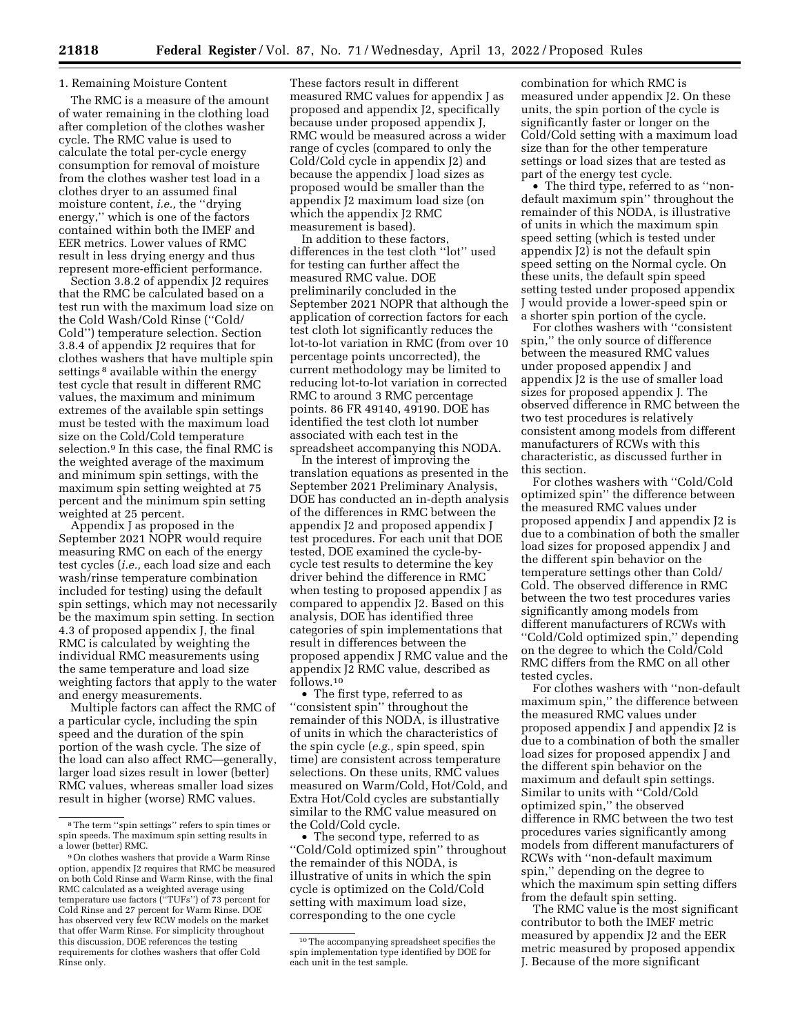1. Remaining Moisture Content

The RMC is a measure of the amount of water remaining in the clothing load after completion of the clothes washer cycle. The RMC value is used to calculate the total per-cycle energy consumption for removal of moisture from the clothes washer test load in a clothes dryer to an assumed final moisture content, *i.e.,* the "drying energy," which is one of the factors contained within both the IMEF and EER metrics. Lower values of RMC result in less drying energy and thus represent more-efficient performance.

Section 3.8.2 of appendix J2 requires that the RMC be calculated based on a test run with the maximum load size on the Cold Wash/Cold Rinse ("Cold/Cold") temperature selection. Section 3.8.4 of appendix J2 requires that for clothes washers that have multiple spin settings [8] available within the energy test cycle that result in different RMC values, the maximum and minimum extremes of the available spin settings must be tested with the maximum load size on the Cold/Cold temperature selection.[9] In this case, the final RMC is the weighted average of the maximum and minimum spin settings, with the maximum spin setting weighted at 75 percent and the minimum spin setting weighted at 25 percent.

Appendix J as proposed in the September 2021 NOPR would require measuring RMC on each of the energy test cycles (*i.e.,* each load size and each wash/rinse temperature combination included for testing) using the default spin settings, which may not necessarily be the maximum spin setting. In section 4.3 of proposed appendix J, the final RMC is calculated by weighting the individual RMC measurements using the same temperature and load size weighting factors that apply to the water and energy measurements.

Multiple factors can affect the RMC of a particular cycle, including the spin speed and the duration of the spin portion of the wash cycle. The size of the load can also affect RMC—generally, larger load sizes result in lower (better) RMC values, whereas smaller load sizes result in higher (worse) RMC values. These factors result in different measured RMC values for appendix J as proposed and appendix J2, specifically because under proposed appendix J, RMC would be measured across a wider range of cycles (compared to only the Cold/Cold cycle in appendix J2) and because the appendix J load sizes as proposed would be smaller than the appendix J2 maximum load size (on which the appendix J2 RMC measurement is based).

In addition to these factors, differences in the test cloth "lot" used for testing can further affect the measured RMC value. DOE preliminarily concluded in the September 2021 NOPR that although the application of correction factors for each test cloth lot significantly reduces the lot-to-lot variation in RMC (from over 10 percentage points uncorrected), the current methodology may be limited to reducing lot-to-lot variation in corrected RMC to around 3 RMC percentage points. 86 FR 49140, 49190. DOE has identified the test cloth lot number associated with each test in the spreadsheet accompanying this NODA.

In the interest of improving the translation equations as presented in the September 2021 Preliminary Analysis, DOE has conducted an in-depth analysis of the differences in RMC between the appendix J2 and proposed appendix J test procedures. For each unit that DOE tested, DOE examined the cycle-by-cycle test results to determine the key driver behind the difference in RMC when testing to proposed appendix J as compared to appendix J2. Based on this analysis, DOE has identified three categories of spin implementations that result in differences between the proposed appendix J RMC value and the appendix J2 RMC value, described as follows.[10]

- The first type, referred to as "consistent spin" throughout the remainder of this NODA, is illustrative of units in which the characteristics of the spin cycle (*e.g.,* spin speed, spin time) are consistent across temperature selections. On these units, RMC values measured on Warm/Cold, Hot/Cold, and Extra Hot/Cold cycles are substantially similar to the RMC value measured on the Cold/Cold cycle.
- The second type, referred to as "Cold/Cold optimized spin" throughout the remainder of this NODA, is illustrative of units in which the spin cycle is optimized on the Cold/Cold setting with maximum load size, corresponding to the one cycle combination for which RMC is measured under appendix J2. On these units, the spin portion of the cycle is significantly faster or longer on the Cold/Cold setting with a maximum load size than for the other temperature settings or load sizes that are tested as part of the energy test cycle.
- The third type, referred to as "non-default maximum spin" throughout the remainder of this NODA, is illustrative of units in which the maximum spin speed setting (which is tested under appendix J2) is not the default spin speed setting on the Normal cycle. On these units, the default spin speed setting tested under proposed appendix J would provide a lower-speed spin or a shorter spin portion of the cycle.

For clothes washers with "consistent spin," the only source of difference between the measured RMC values under proposed appendix J and appendix J2 is the use of smaller load sizes for proposed appendix J. The observed difference in RMC between the two test procedures is relatively consistent among models from different manufacturers of RCWs with this characteristic, as discussed further in this section.

For clothes washers with "Cold/Cold optimized spin" the difference between the measured RMC values under proposed appendix J and appendix J2 is due to a combination of both the smaller load sizes for proposed appendix J and the different spin behavior on the temperature settings other than Cold/Cold. The observed difference in RMC between the two test procedures varies significantly among models from different manufacturers of RCWs with "Cold/Cold optimized spin," depending on the degree to which the Cold/Cold RMC differs from the RMC on all other tested cycles.

For clothes washers with "non-default maximum spin," the difference between the measured RMC values under proposed appendix J and appendix J2 is due to a combination of both the smaller load sizes for proposed appendix J and the different spin behavior on the maximum and default spin settings. Similar to units with "Cold/Cold optimized spin," the observed difference in RMC between the two test procedures varies significantly among models from different manufacturers of RCWs with "non-default maximum spin," depending on the degree to which the maximum spin setting differs from the default spin setting.

The RMC value is the most significant contributor to both the IMEF metric measured by appendix J2 and the EER metric measured by proposed appendix J. Because of the more significant

---

[8] The term "spin settings" refers to spin times or spin speeds. The maximum spin setting results in a lower (better) RMC.

[9] On clothes washers that provide a Warm Rinse option, appendix J2 requires that RMC be measured on both Cold Rinse and Warm Rinse, with the final RMC calculated as a weighted average using temperature use factors ("TUFs") of 73 percent for Cold Rinse and 27 percent for Warm Rinse. DOE has observed very few RCW models on the market that offer Warm Rinse. For simplicity throughout this discussion, DOE references the testing requirements for clothes washers that offer Cold Rinse only.

[10] The accompanying spreadsheet specifies the spin implementation type identified by DOE for each unit in the test sample.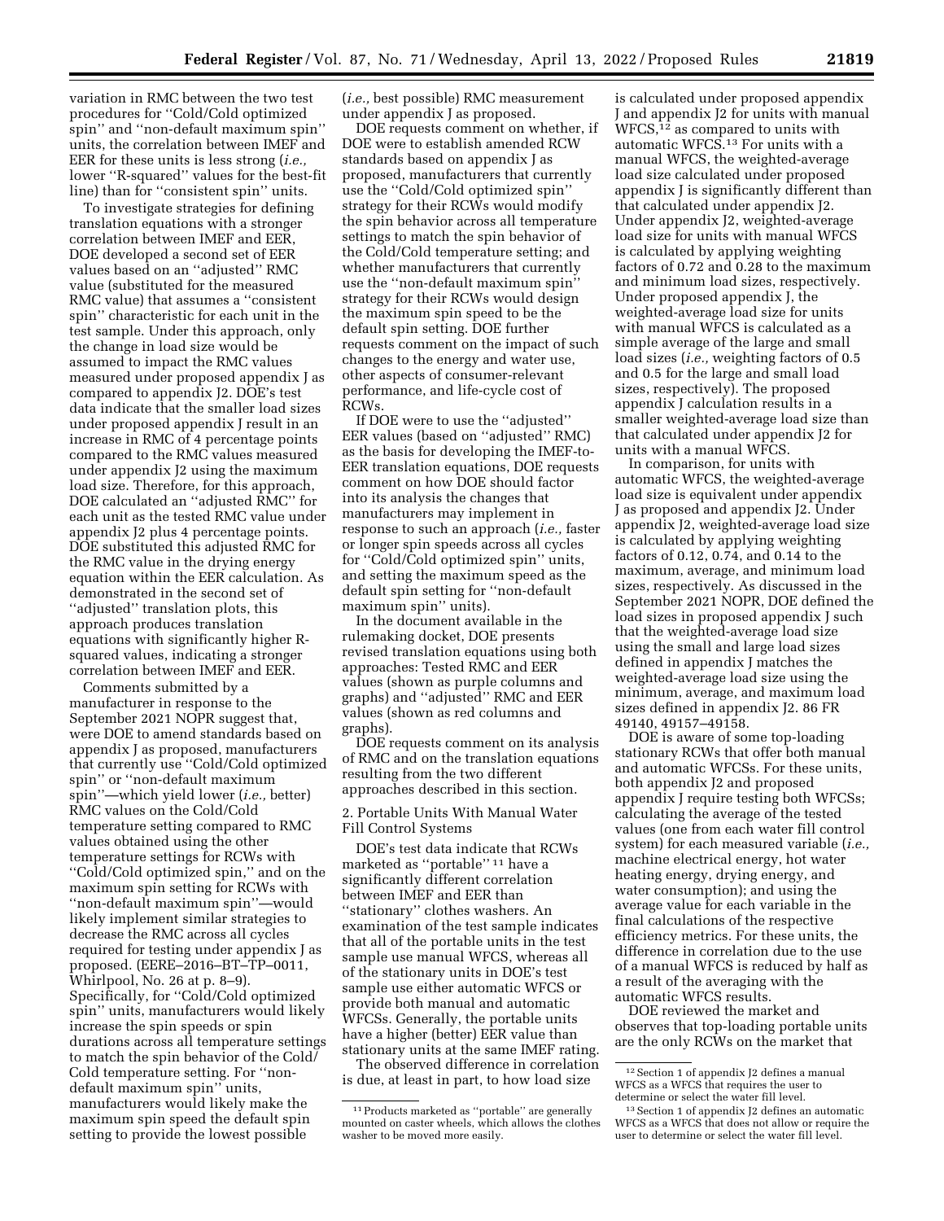variation in RMC between the two test procedures for "Cold/Cold optimized spin" and "non-default maximum spin" units, the correlation between IMEF and EER for these units is less strong (*i.e.,* lower "R-squared" values for the best-fit line) than for "consistent spin" units.

To investigate strategies for defining translation equations with a stronger correlation between IMEF and EER, DOE developed a second set of EER values based on an "adjusted" RMC value (substituted for the measured RMC value) that assumes a "consistent spin" characteristic for each unit in the test sample. Under this approach, only the change in load size would be assumed to impact the RMC values measured under proposed appendix J as compared to appendix J2. DOE's test data indicate that the smaller load sizes under proposed appendix J result in an increase in RMC of 4 percentage points compared to the RMC values measured under appendix J2 using the maximum load size. Therefore, for this approach, DOE calculated an "adjusted RMC" for each unit as the tested RMC value under appendix J2 plus 4 percentage points. DOE substituted this adjusted RMC for the RMC value in the drying energy equation within the EER calculation. As demonstrated in the second set of "adjusted" translation plots, this approach produces translation equations with significantly higher R-squared values, indicating a stronger correlation between IMEF and EER.

Comments submitted by a manufacturer in response to the September 2021 NOPR suggest that, were DOE to amend standards based on appendix J as proposed, manufacturers that currently use "Cold/Cold optimized spin" or "non-default maximum spin"—which yield lower (*i.e.,* better) RMC values on the Cold/Cold temperature setting compared to RMC values obtained using the other temperature settings for RCWs with "Cold/Cold optimized spin," and on the maximum spin setting for RCWs with "non-default maximum spin"—would likely implement similar strategies to decrease the RMC across all cycles required for testing under appendix J as proposed. (EERE–2016–BT–TP–0011, Whirlpool, No. 26 at p. 8–9). Specifically, for "Cold/Cold optimized spin" units, manufacturers would likely increase the spin speeds or spin durations across all temperature settings to match the spin behavior of the Cold/Cold temperature setting. For "non-default maximum spin" units, manufacturers would likely make the maximum spin speed the default spin setting to provide the lowest possible (*i.e.,* best possible) RMC measurement under appendix J as proposed.

DOE requests comment on whether, if DOE were to establish amended RCW standards based on appendix J as proposed, manufacturers that currently use the "Cold/Cold optimized spin" strategy for their RCWs would modify the spin behavior across all temperature settings to match the spin behavior of the Cold/Cold temperature setting; and whether manufacturers that currently use the "non-default maximum spin" strategy for their RCWs would design the maximum spin speed to be the default spin setting. DOE further requests comment on the impact of such changes to the energy and water use, other aspects of consumer-relevant performance, and life-cycle cost of RCWs.

If DOE were to use the "adjusted" EER values (based on "adjusted" RMC) as the basis for developing the IMEF-to-EER translation equations, DOE requests comment on how DOE should factor into its analysis the changes that manufacturers may implement in response to such an approach (*i.e.,* faster or longer spin speeds across all cycles for "Cold/Cold optimized spin" units, and setting the maximum speed as the default spin setting for "non-default maximum spin" units).

In the document available in the rulemaking docket, DOE presents revised translation equations using both approaches: Tested RMC and EER values (shown as purple columns and graphs) and "adjusted" RMC and EER values (shown as red columns and graphs).

DOE requests comment on its analysis of RMC and on the translation equations resulting from the two different approaches described in this section.

## 2. Portable Units With Manual Water Fill Control Systems

DOE's test data indicate that RCWs marketed as "portable" [11] have a significantly different correlation between IMEF and EER than "stationary" clothes washers. An examination of the test sample indicates that all of the portable units in the test sample use manual WFCS, whereas all of the stationary units in DOE's test sample use either automatic WFCS or provide both manual and automatic WFCSs. Generally, the portable units have a higher (better) EER value than stationary units at the same IMEF rating.

The observed difference in correlation is due, at least in part, to how load size is calculated under proposed appendix J and appendix J2 for units with manual WFCS,[12] as compared to units with automatic WFCS.[13] For units with a manual WFCS, the weighted-average load size calculated under proposed appendix J is significantly different than that calculated under appendix J2. Under appendix J2, weighted-average load size for units with manual WFCS is calculated by applying weighting factors of 0.72 and 0.28 to the maximum and minimum load sizes, respectively. Under proposed appendix J, the weighted-average load size for units with manual WFCS is calculated as a simple average of the large and small load sizes (*i.e.,* weighting factors of 0.5 and 0.5 for the large and small load sizes, respectively). The proposed appendix J calculation results in a smaller weighted-average load size than that calculated under appendix J2 for units with a manual WFCS.

In comparison, for units with automatic WFCS, the weighted-average load size is equivalent under appendix J as proposed and appendix J2. Under appendix J2, weighted-average load size is calculated by applying weighting factors of 0.12, 0.74, and 0.14 to the maximum, average, and minimum load sizes, respectively. As discussed in the September 2021 NOPR, DOE defined the load sizes in proposed appendix J such that the weighted-average load size using the small and large load sizes defined in appendix J matches the weighted-average load size using the minimum, average, and maximum load sizes defined in appendix J2. 86 FR 49140, 49157–49158.

DOE is aware of some top-loading stationary RCWs that offer both manual and automatic WFCSs. For these units, both appendix J2 and proposed appendix J require testing both WFCSs; calculating the average of the tested values (one from each water fill control system) for each measured variable (*i.e.,* machine electrical energy, hot water heating energy, drying energy, and water consumption); and using the average value for each variable in the final calculations of the respective efficiency metrics. For these units, the difference in correlation due to the use of a manual WFCS is reduced by half as a result of the averaging with the automatic WFCS results.

DOE reviewed the market and observes that top-loading portable units are the only RCWs on the market that

---

[11] Products marketed as "portable" are generally mounted on caster wheels, which allows the clothes washer to be moved more easily.

[12] Section 1 of appendix J2 defines a manual WFCS as a WFCS that requires the user to determine or select the water fill level.

[13] Section 1 of appendix J2 defines an automatic WFCS as a WFCS that does not allow or require the user to determine or select the water fill level.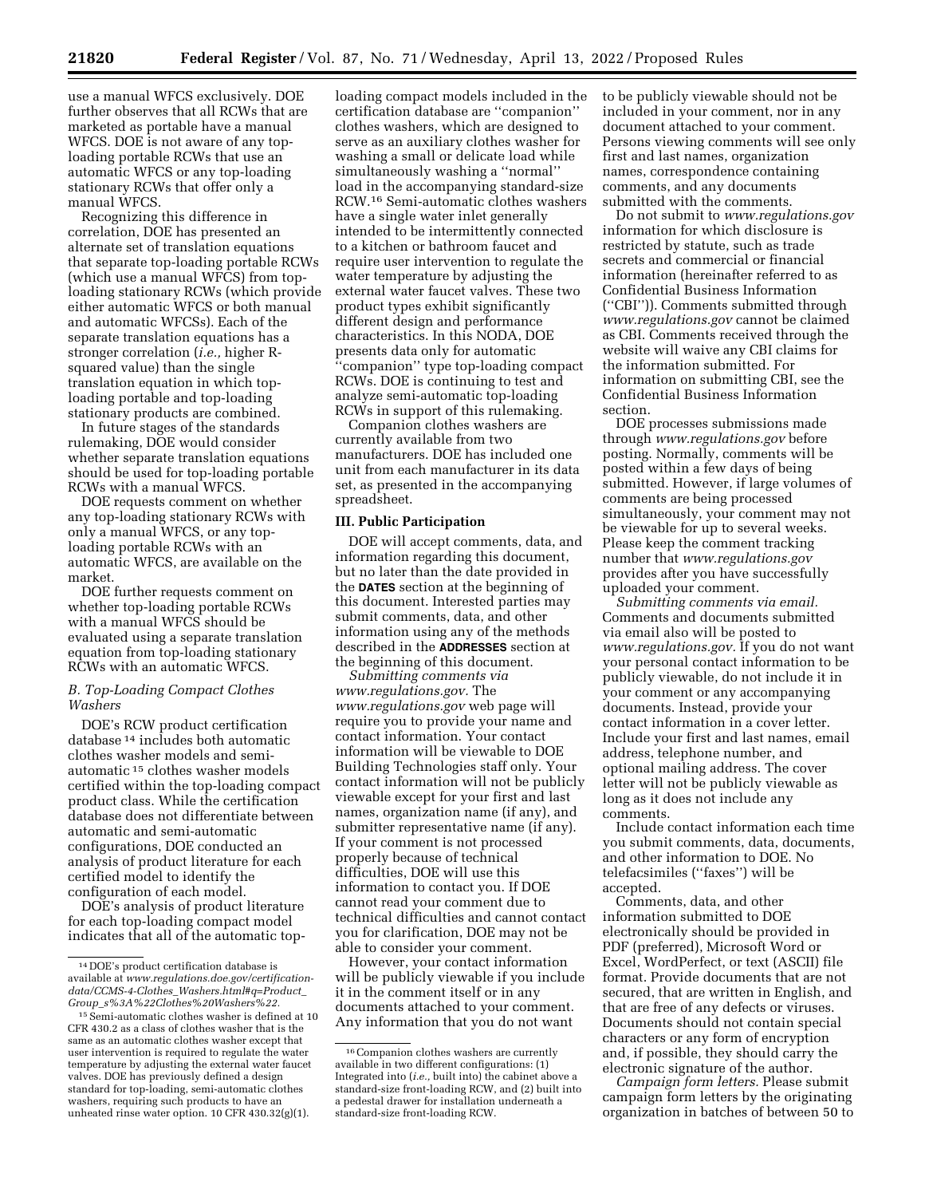use a manual WFCS exclusively. DOE further observes that all RCWs that are marketed as portable have a manual WFCS. DOE is not aware of any top-loading portable RCWs that use an automatic WFCS or any top-loading stationary RCWs that offer only a manual WFCS.

Recognizing this difference in correlation, DOE has presented an alternate set of translation equations that separate top-loading portable RCWs (which use a manual WFCS) from top-loading stationary RCWs (which provide either automatic WFCS or both manual and automatic WFCSs). Each of the separate translation equations has a stronger correlation (*i.e.,* higher R-squared value) than the single translation equation in which top-loading portable and top-loading stationary products are combined.

In future stages of the standards rulemaking, DOE would consider whether separate translation equations should be used for top-loading portable RCWs with a manual WFCS.

DOE requests comment on whether any top-loading stationary RCWs with only a manual WFCS, or any top-loading portable RCWs with an automatic WFCS, are available on the market.

DOE further requests comment on whether top-loading portable RCWs with a manual WFCS should be evaluated using a separate translation equation from top-loading stationary RCWs with an automatic WFCS.

### *B. Top-Loading Compact Clothes Washers*

DOE's RCW product certification database [14] includes both automatic clothes washer models and semi-automatic [15] clothes washer models certified within the top-loading compact product class. While the certification database does not differentiate between automatic and semi-automatic configurations, DOE conducted an analysis of product literature for each certified model to identify the configuration of each model.

DOE's analysis of product literature for each top-loading compact model indicates that all of the automatic top-loading compact models included in the certification database are ''companion'' clothes washers, which are designed to serve as an auxiliary clothes washer for washing a small or delicate load while simultaneously washing a ''normal'' load in the accompanying standard-size RCW.[16] Semi-automatic clothes washers have a single water inlet generally intended to be intermittently connected to a kitchen or bathroom faucet and require user intervention to regulate the water temperature by adjusting the external water faucet valves. These two product types exhibit significantly different design and performance characteristics. In this NODA, DOE presents data only for automatic ''companion'' type top-loading compact RCWs. DOE is continuing to test and analyze semi-automatic top-loading RCWs in support of this rulemaking.

Companion clothes washers are currently available from two manufacturers. DOE has included one unit from each manufacturer in its data set, as presented in the accompanying spreadsheet.

## III. Public Participation

DOE will accept comments, data, and information regarding this document, but no later than the date provided in the **DATES** section at the beginning of this document. Interested parties may submit comments, data, and other information using any of the methods described in the **ADDRESSES** section at the beginning of this document.

*Submitting comments via www.regulations.gov.* The *www.regulations.gov* web page will require you to provide your name and contact information. Your contact information will be viewable to DOE Building Technologies staff only. Your contact information will not be publicly viewable except for your first and last names, organization name (if any), and submitter representative name (if any). If your comment is not processed properly because of technical difficulties, DOE will use this information to contact you. If DOE cannot read your comment due to technical difficulties and cannot contact you for clarification, DOE may not be able to consider your comment.

However, your contact information will be publicly viewable if you include it in the comment itself or in any documents attached to your comment. Any information that you do not want to be publicly viewable should not be included in your comment, nor in any document attached to your comment. Persons viewing comments will see only first and last names, organization names, correspondence containing comments, and any documents submitted with the comments.

Do not submit to *www.regulations.gov* information for which disclosure is restricted by statute, such as trade secrets and commercial or financial information (hereinafter referred to as Confidential Business Information (''CBI'')). Comments submitted through *www.regulations.gov* cannot be claimed as CBI. Comments received through the website will waive any CBI claims for the information submitted. For information on submitting CBI, see the Confidential Business Information section.

DOE processes submissions made through *www.regulations.gov* before posting. Normally, comments will be posted within a few days of being submitted. However, if large volumes of comments are being processed simultaneously, your comment may not be viewable for up to several weeks. Please keep the comment tracking number that *www.regulations.gov* provides after you have successfully uploaded your comment.

*Submitting comments via email.* Comments and documents submitted via email also will be posted to *www.regulations.gov.* If you do not want your personal contact information to be publicly viewable, do not include it in your comment or any accompanying documents. Instead, provide your contact information in a cover letter. Include your first and last names, email address, telephone number, and optional mailing address. The cover letter will not be publicly viewable as long as it does not include any comments.

Include contact information each time you submit comments, data, documents, and other information to DOE. No telefacsimiles (''faxes'') will be accepted.

Comments, data, and other information submitted to DOE electronically should be provided in PDF (preferred), Microsoft Word or Excel, WordPerfect, or text (ASCII) file format. Provide documents that are not secured, that are written in English, and that are free of any defects or viruses. Documents should not contain special characters or any form of encryption and, if possible, they should carry the electronic signature of the author.

*Campaign form letters.* Please submit campaign form letters by the originating organization in batches of between 50 to

---

[14] DOE's product certification database is available at *www.regulations.doe.gov/certification-data/CCMS-4-Clothes_Washers.html#q=Product_Group_s%3A%22Clothes%20Washers%22.*

[15] Semi-automatic clothes washer is defined at 10 CFR 430.2 as a class of clothes washer that is the same as an automatic clothes washer except that user intervention is required to regulate the water temperature by adjusting the external water faucet valves. DOE has previously defined a design standard for top-loading, semi-automatic clothes washers, requiring such products to have an unheated rinse water option. 10 CFR 430.32(g)(1).

[16] Companion clothes washers are currently available in two different configurations: (1) Integrated into (*i.e.,* built into) the cabinet above a standard-size front-loading RCW, and (2) built into a pedestal drawer for installation underneath a standard-size front-loading RCW.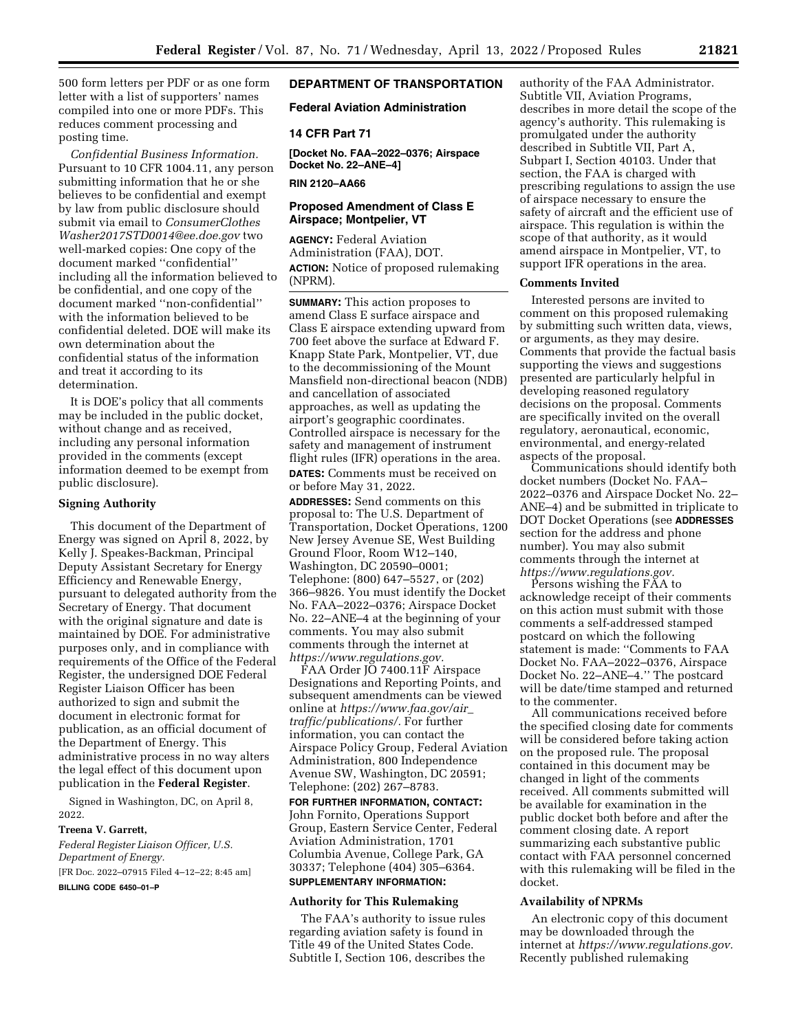500 form letters per PDF or as one form letter with a list of supporters' names compiled into one or more PDFs. This reduces comment processing and posting time.

*Confidential Business Information.* Pursuant to 10 CFR 1004.11, any person submitting information that he or she believes to be confidential and exempt by law from public disclosure should submit via email to *ConsumerClothesWasher2017STD0014@ee.doe.gov* two well-marked copies: One copy of the document marked "confidential" including all the information believed to be confidential, and one copy of the document marked "non-confidential" with the information believed to be confidential deleted. DOE will make its own determination about the confidential status of the information and treat it according to its determination.

It is DOE's policy that all comments may be included in the public docket, without change and as received, including any personal information provided in the comments (except information deemed to be exempt from public disclosure).

**Signing Authority**

This document of the Department of Energy was signed on April 8, 2022, by Kelly J. Speakes-Backman, Principal Deputy Assistant Secretary for Energy Efficiency and Renewable Energy, pursuant to delegated authority from the Secretary of Energy. That document with the original signature and date is maintained by DOE. For administrative purposes only, and in compliance with requirements of the Office of the Federal Register, the undersigned DOE Federal Register Liaison Officer has been authorized to sign and submit the document in electronic format for publication, as an official document of the Department of Energy. This administrative process in no way alters the legal effect of this document upon publication in the **Federal Register**.

Signed in Washington, DC, on April 8, 2022.

**Treena V. Garrett,**

*Federal Register Liaison Officer, U.S. Department of Energy.*

[FR Doc. 2022–07915 Filed 4–12–22; 8:45 am]

**BILLING CODE 6450–01–P**

## DEPARTMENT OF TRANSPORTATION

### Federal Aviation Administration

### 14 CFR Part 71

**[Docket No. FAA–2022–0376; Airspace Docket No. 22–ANE–4]**

**RIN 2120–AA66**

### Proposed Amendment of Class E Airspace; Montpelier, VT

**AGENCY:** Federal Aviation Administration (FAA), DOT.

**ACTION:** Notice of proposed rulemaking (NPRM).

**SUMMARY:** This action proposes to amend Class E surface airspace and Class E airspace extending upward from 700 feet above the surface at Edward F. Knapp State Park, Montpelier, VT, due to the decommissioning of the Mount Mansfield non-directional beacon (NDB) and cancellation of associated approaches, as well as updating the airport's geographic coordinates. Controlled airspace is necessary for the safety and management of instrument flight rules (IFR) operations in the area.

**DATES:** Comments must be received on or before May 31, 2022.

**ADDRESSES:** Send comments on this proposal to: The U.S. Department of Transportation, Docket Operations, 1200 New Jersey Avenue SE, West Building Ground Floor, Room W12–140, Washington, DC 20590–0001; Telephone: (800) 647–5527, or (202) 366–9826. You must identify the Docket No. FAA–2022–0376; Airspace Docket No. 22–ANE–4 at the beginning of your comments. You may also submit comments through the internet at *https://www.regulations.gov.*

FAA Order JO 7400.11F Airspace Designations and Reporting Points, and subsequent amendments can be viewed online at *https://www.faa.gov/air_traffic/publications/.* For further information, you can contact the Airspace Policy Group, Federal Aviation Administration, 800 Independence Avenue SW, Washington, DC 20591; Telephone: (202) 267–8783.

**FOR FURTHER INFORMATION, CONTACT:** John Fornito, Operations Support Group, Eastern Service Center, Federal Aviation Administration, 1701 Columbia Avenue, College Park, GA 30337; Telephone (404) 305–6364.

**SUPPLEMENTARY INFORMATION:**

**Authority for This Rulemaking**

The FAA's authority to issue rules regarding aviation safety is found in Title 49 of the United States Code. Subtitle I, Section 106, describes the authority of the FAA Administrator. Subtitle VII, Aviation Programs, describes in more detail the scope of the agency's authority. This rulemaking is promulgated under the authority described in Subtitle VII, Part A, Subpart I, Section 40103. Under that section, the FAA is charged with prescribing regulations to assign the use of airspace necessary to ensure the safety of aircraft and the efficient use of airspace. This regulation is within the scope of that authority, as it would amend airspace in Montpelier, VT, to support IFR operations in the area.

**Comments Invited**

Interested persons are invited to comment on this proposed rulemaking by submitting such written data, views, or arguments, as they may desire. Comments that provide the factual basis supporting the views and suggestions presented are particularly helpful in developing reasoned regulatory decisions on the proposal. Comments are specifically invited on the overall regulatory, aeronautical, economic, environmental, and energy-related aspects of the proposal.

Communications should identify both docket numbers (Docket No. FAA–2022–0376 and Airspace Docket No. 22–ANE–4) and be submitted in triplicate to DOT Docket Operations (see **ADDRESSES** section for the address and phone number). You may also submit comments through the internet at *https://www.regulations.gov.*

Persons wishing the FAA to acknowledge receipt of their comments on this action must submit with those comments a self-addressed stamped postcard on which the following statement is made: "Comments to FAA Docket No. FAA–2022–0376, Airspace Docket No. 22–ANE–4." The postcard will be date/time stamped and returned to the commenter.

All communications received before the specified closing date for comments will be considered before taking action on the proposed rule. The proposal contained in this document may be changed in light of the comments received. All comments submitted will be available for examination in the public docket both before and after the comment closing date. A report summarizing each substantive public contact with FAA personnel concerned with this rulemaking will be filed in the docket.

**Availability of NPRMs**

An electronic copy of this document may be downloaded through the internet at *https://www.regulations.gov.* Recently published rulemaking